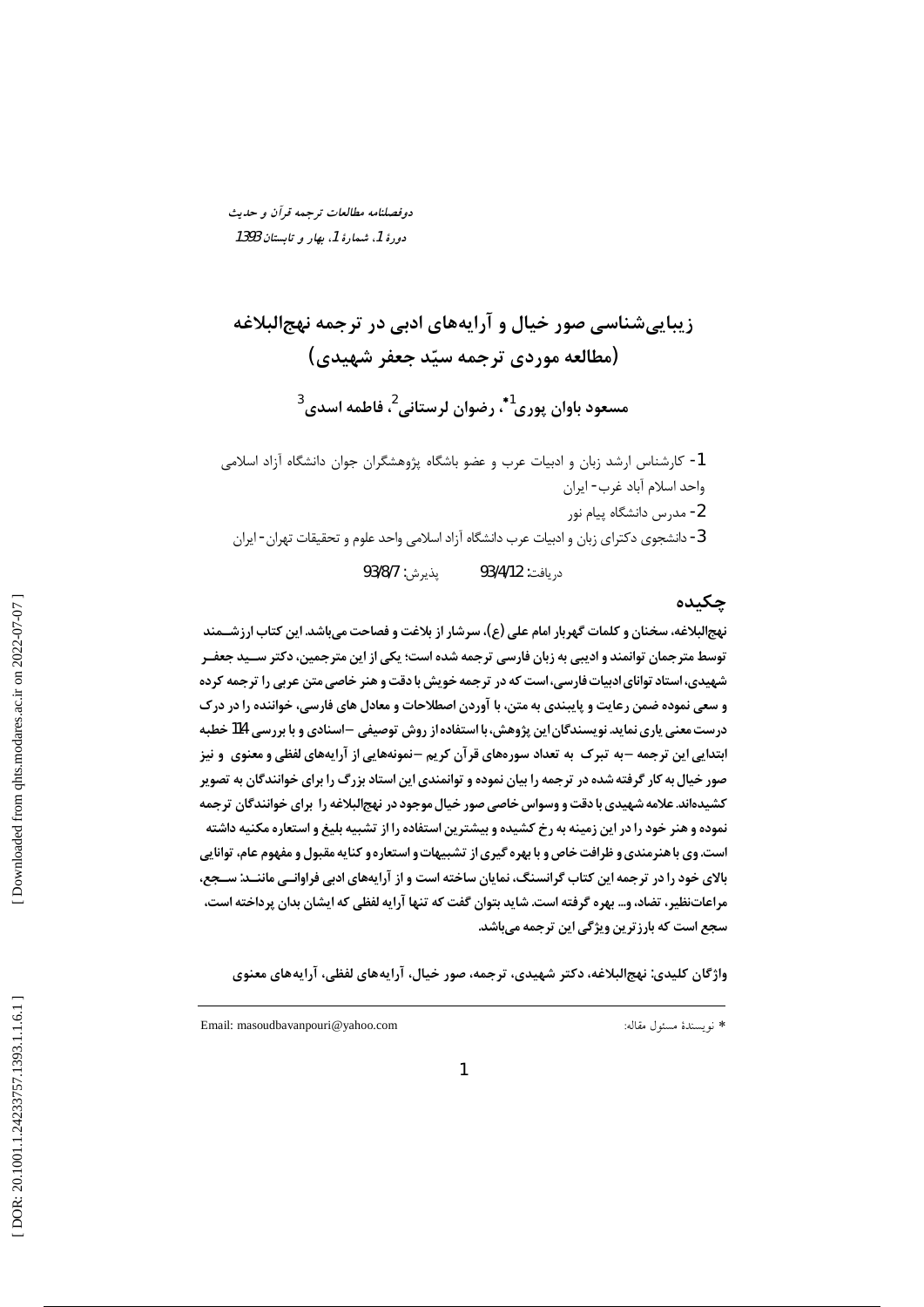# زیبایی‌شناسی صور خیال و آرایه‌های ادبی در ترجمه نهج‌البلاغه (مطالعه موردی ترجمه سیّد جعفر شهیدی)

**مسعود باوان پوری[1*]، رضوان لرستانی[2]، فاطمه اسدی[3]**

1- کارشناس ارشد زبان و ادبیات عرب و عضو باشگاه پژوهشگران جوان دانشگاه آزاد اسلامی واحد اسلام آباد غرب- ایران

2- مدرس دانشگاه پیام نور

3- دانشجوی دکترای زبان و ادبیات عرب دانشگاه آزاد اسلامی واحد علوم و تحقیقات تهران- ایران

دریافت: 93/4/12 پذیرش: 93/8/7

## چکیده

**نهج‌البلاغه، سخنان و کلمات گهربار امام علی (ع)، سرشار از بلاغت و فصاحت می‌باشد. این کتاب ارزشمند توسط مترجمان توانمند و ادیبی به زبان فارسی ترجمه شده است؛ یکی از این مترجمین، دکتر سید جعفر شهیدی، استاد توانای ادبیات فارسی، است که در ترجمه خویش با دقت و هنر خاصی متن عربی را ترجمه کرده و سعی نموده ضمن رعایت و پایبندی به متن، با آوردن اصطلاحات و معادل های فارسی، خواننده را در درک درست معنی یاری نماید. نویسندگان این پژوهش، با استفاده از روش توصیفی –اسنادی و با بررسی 114 خطبه ابتدایی این ترجمه –به تبرک به تعداد سوره‌های قرآن کریم –نمونه‌هایی از آرایه‌های لفظی و معنوی و نیز صور خیال به کار گرفته شده در ترجمه را بیان نموده و توانمندی این استاد بزرگ را برای خوانندگان به تصویر کشیده‌اند. علامه شهیدی با دقت و وسواس خاصی صور خیال موجود در نهج‌البلاغه را برای خوانندگان ترجمه نموده و هنر خود را در این زمینه به رخ کشیده و بیشترین استفاده را از تشبیه بلیغ و استعاره مکنیه داشته است. وی با هنرمندی و ظرافت خاص و با بهره گیری از تشبیهات و استعاره و کنایه مقبول و مفهوم عام، توانایی بالای خود را در ترجمه این کتاب گرانسنگ، نمایان ساخته است و از آرایه‌های ادبی فراوانی مانند: سجع، مراعات‌نظیر، تضاد، و... بهره گرفته است. شاید بتوان گفت که تنها آرایه لفظی که ایشان بدان پرداخته است، سجع است که بارزترین ویژگی این ترجمه می‌باشد.**

**واژگان کلیدی: نهج‌البلاغه، دکتر شهیدی، ترجمه، صور خیال، آرایه‌های لفظی، آرایه‌های معنوی**

---

* نویسندۀ مسئول مقاله: Email: masoudbavanpouri@yahoo.com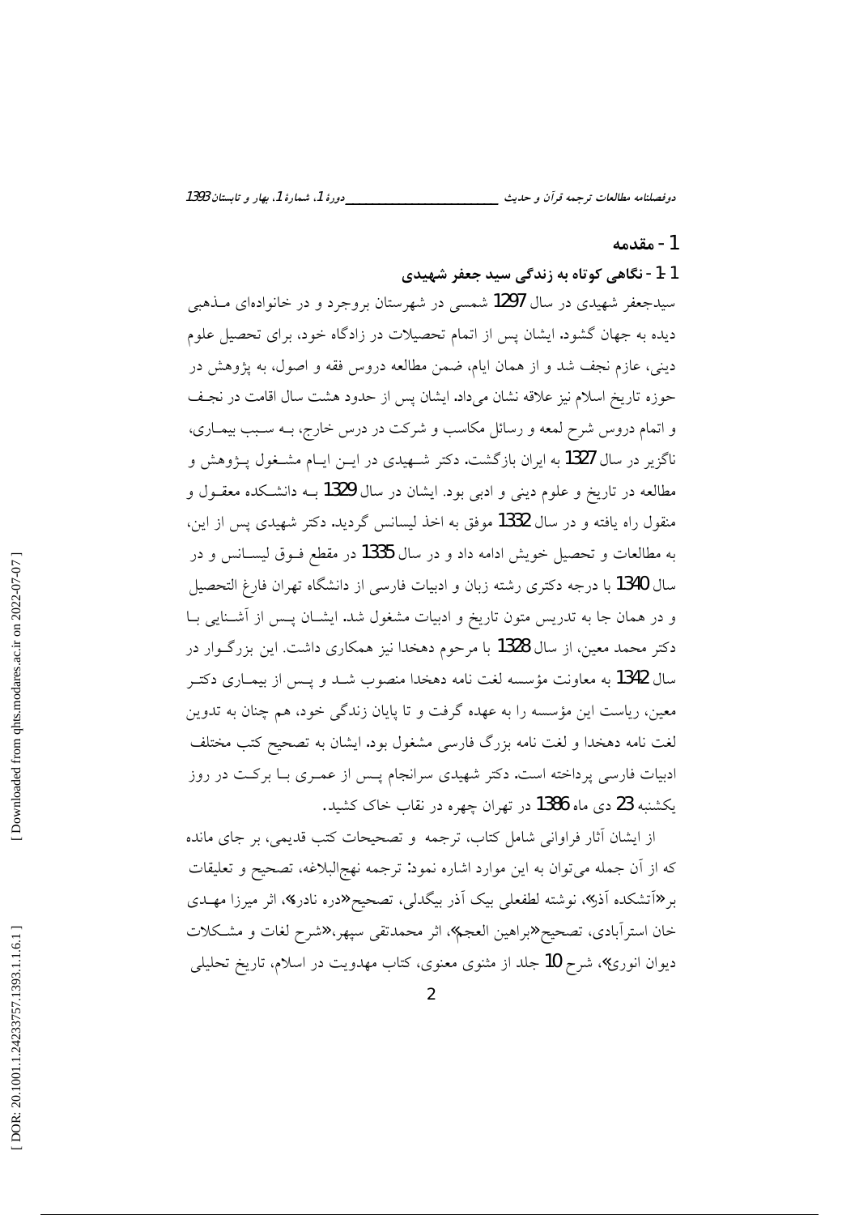## 1- مقدمه

### 1-1- نگاهی کوتاه به زندگی سید جعفر شهیدی

سیدجعفر شهیدی در سال 1297 شمسی در شهرستان بروجرد و در خانواده‌ای مذهبی دیده به جهان گشود. ایشان پس از اتمام تحصیلات در زادگاه خود، برای تحصیل علوم دینی، عازم نجف شد و از همان ایام، ضمن مطالعه دروس فقه و اصول، به پژوهش در حوزه تاریخ اسلام نیز علاقه نشان می‌داد. ایشان پس از حدود هشت سال اقامت در نجف و اتمام دروس شرح لمعه و رسائل مکاسب و شرکت در درس خارج، به سبب بیماری، ناگزیر در سال 1327 به ایران بازگشت. دکتر شهیدی در این ایام مشغول پژوهش و مطالعه در تاریخ و علوم دینی و ادبی بود. ایشان در سال 1329 به دانشکده معقول و منقول راه یافته و در سال 1332 موفق به اخذ لیسانس گردید. دکتر شهیدی پس از این، به مطالعات و تحصیل خویش ادامه داد و در سال 1335 در مقطع فوق لیسانس و در سال 1340 با درجه دکتری رشته زبان و ادبیات فارسی از دانشگاه تهران فارغ التحصیل و در همان جا به تدریس متون تاریخ و ادبیات مشغول شد. ایشان پس از آشنایی با دکتر محمد معین، از سال 1328 با مرحوم دهخدا نیز همکاری داشت. این بزرگوار در سال 1342 به معاونت مؤسسه لغت نامه دهخدا منصوب شد و پس از بیماری دکتر معین، ریاست این مؤسسه را به عهده گرفت و تا پایان زندگی خود، هم چنان به تدوین لغت نامه دهخدا و لغت نامه بزرگ فارسی مشغول بود. ایشان به تصحیح کتب مختلف ادبیات فارسی پرداخته است. دکتر شهیدی سرانجام پس از عمری با برکت در روز یکشنبه 23 دی ماه 1386 در تهران چهره در نقاب خاک کشید.

از ایشان آثار فراوانی شامل کتاب، ترجمه و تصحیحات کتب قدیمی، بر جای مانده که از آن جمله می‌توان به این موارد اشاره نمود: ترجمه نهج‌البلاغه، تصحیح و تعلیقات بر«آتشکده آذر»، نوشته لطفعلی بیک آذر بیگدلی، تصحیح«دره نادره»، اثر میرزا مهدی خان استرآبادی، تصحیح«براهین العجم»، اثر محمدتقی سپهر،«شرح لغات و مشکلات دیوان انوری»، شرح 10 جلد از مثنوی معنوی، کتاب مهدویت در اسلام، تاریخ تحلیلی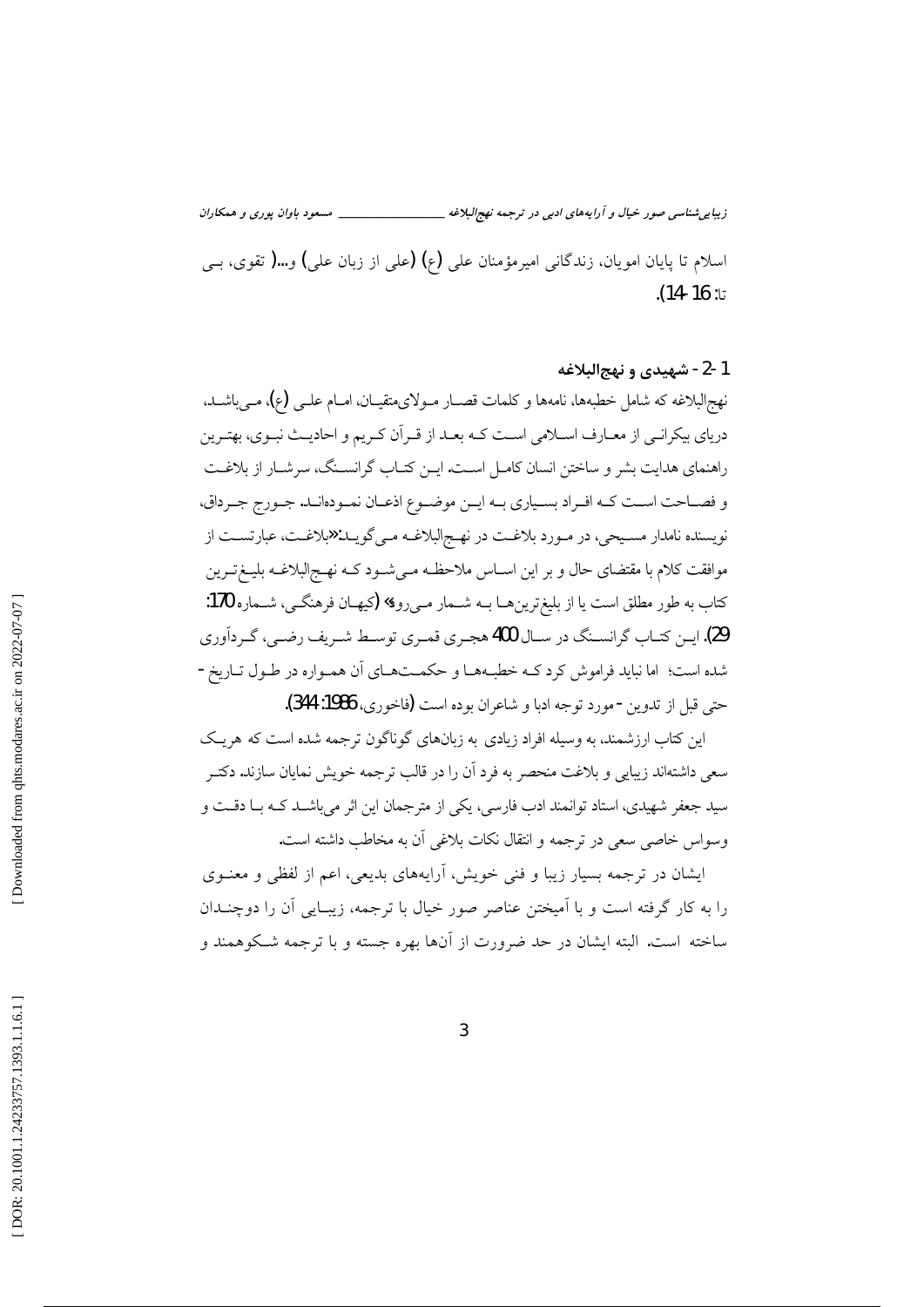اسلام تا پایان امویان، زندگانی امیرمؤمنان علی (ع) (علی از زبان علی) و...( تقوی، بی تا: 16-14).

## 1-2- شهیدی و نهج‌البلاغه

نهج‌البلاغه که شامل خطبه‌ها، نامه‌ها و کلمات قصار مولای‌متقیان، امام علی (ع)، می‌باشد، دریای بیکرانی از معارف اسلامی است که بعد از قرآن کریم و احادیث نبوی، بهترین راهنمای هدایت بشر و ساختن انسان کامل است. این کتاب گرانسنگ، سرشار از بلاغت و فصاحت است که افراد بسیاری به این موضوع اذعان نموده‌اند. جورج جرداق، نویسنده نامدار مسیحی، در مورد بلاغت در نهج‌البلاغه می‌گوید:«بلاغت، عبارتست از موافقت کلام با مقتضای حال و بر این اساس ملاحظه می‌شود که نهج‌البلاغه بلیغ‌ترین کتاب به طور مطلق است یا از بلیغ‌ترین‌ها به شمار می‌رود» (کیهان فرهنگی، شماره 170: 29). این کتاب گرانسنگ در سال 400 هجری قمری توسط شریف رضی، گردآوری شده است؛ اما نباید فراموش کرد که خطبه‌ها و حکمت‌های آن همواره در طول تاریخ - حتی قبل از تدوین - مورد توجه ادبا و شاعران بوده است (فاخوری، 1986: 344).

این کتاب ارزشمند، به وسیله افراد زیادی به زبان‌های گوناگون ترجمه شده است که هریک سعی داشته‌اند زیبایی و بلاغت منحصر به فرد آن را در قالب ترجمه خویش نمایان سازند. دکتر سید جعفر شهیدی، استاد توانمند ادب فارسی، یکی از مترجمان این اثر می‌باشد که با دقت و وسواس خاصی سعی در ترجمه و انتقال نکات بلاغی آن به مخاطب داشته است.

ایشان در ترجمه بسیار زیبا و فنی خویش، آرایه‌های بدیعی، اعم از لفظی و معنوی را به کار گرفته است و با آمیختن عناصر صور خیال با ترجمه، زیبایی آن را دوچندان ساخته است. البته ایشان در حد ضرورت از آن‌ها بهره جسته و با ترجمه شکوهمند و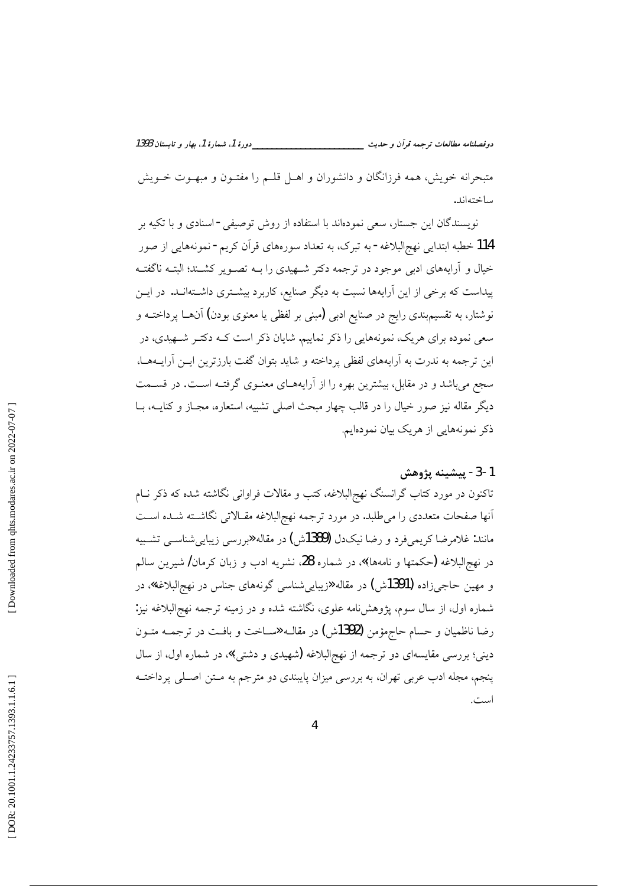متبحرانه خویش، همه فرزانگان و دانشوران و اهـل قلـم را مفتـون و مبهـوت خـویش ساخته‌اند.

نویسندگان این جستار، سعی نموده‌اند با استفاده از روش توصیفی - اسنادی و با تکیه بر 114 خطبه ابتدایی نهج‌البلاغه - به تبرک، به تعداد سوره‌های قرآن کریم - نمونه‌هایی از صور خیال و آرایه‌های ادبی موجود در ترجمه دکتر شـهیدی را بـه تصـویر کشـند؛ البتـه ناگفتـه پیداست که برخی از این آرایه‌ها نسبت به دیگر صنایع، کاربرد بیشـتری داشـته‌انـد. در ایـن نوشتار، به تقسیم‌بندی رایج در صنایع ادبی (مبنی بر لفظی یا معنوی بودن) آن‌هـا پرداختـه و سعی نموده برای هریک، نمونه‌هایی را ذکر نماییم. شایان ذکر است کـه دکتـر شـهیدی، در این ترجمه به ندرت به آرایه‌های لفظی پرداخته و شاید بتوان گفت بارزترین ایـن آرایـه‌هـا، سجع می‌باشد و در مقابل، بیشترین بهره را از آرایه‌هـای معنـوی گرفتـه اسـت. در قسـمت دیگر مقاله نیز صور خیال را در قالب چهار مبحث اصلی تشبیه، استعاره، مجـاز و کنایـه، بـا ذکر نمونه‌هایی از هریک بیان نموده‌ایم.

### 1-3- پیشینه پژوهش

تاکنون در مورد کتاب گرانسنگ نهج‌البلاغه، کتب و مقالات فراوانی نگاشته شده که ذکر نـام آنها صفحات متعددی را می‌طلبد. در مورد ترجمه نهج‌البلاغه مقـالاتی نگاشـته شـده اسـت مانند: غلامرضا کریمی‌فرد و رضا نیک‌دل (1389ش) در مقاله«بررسی زیبایی‌شناسـی تشـبیه در نهج‌البلاغه (حکمتها و نامه‌ها)»، در شماره 28، نشریه ادب و زبان کرمان/ شیرین سالم و مهین حاجی‌زاده (1391ش) در مقاله«زیبایی‌شناسی گونه‌های جناس در نهج‌البلاغه»، در شماره اول، از سال سوم، پژوهش‌نامه علوی، نگاشته شده و در زمینه ترجمه نهج‌البلاغه نیز: رضا ناظمیان و حسام حاج‌مؤمن (1392ش) در مقالـه«سـاخت و بافـت در ترجمـه متـون دینی؛ بررسی مقایسه‌ای دو ترجمه از نهج‌البلاغه (شهیدی و دشتی)»، در شماره اول، از سال پنجم، مجله ادب عربی تهران، به بررسی میزان پایبندی دو مترجم به مـتن اصـلی پرداختـه است.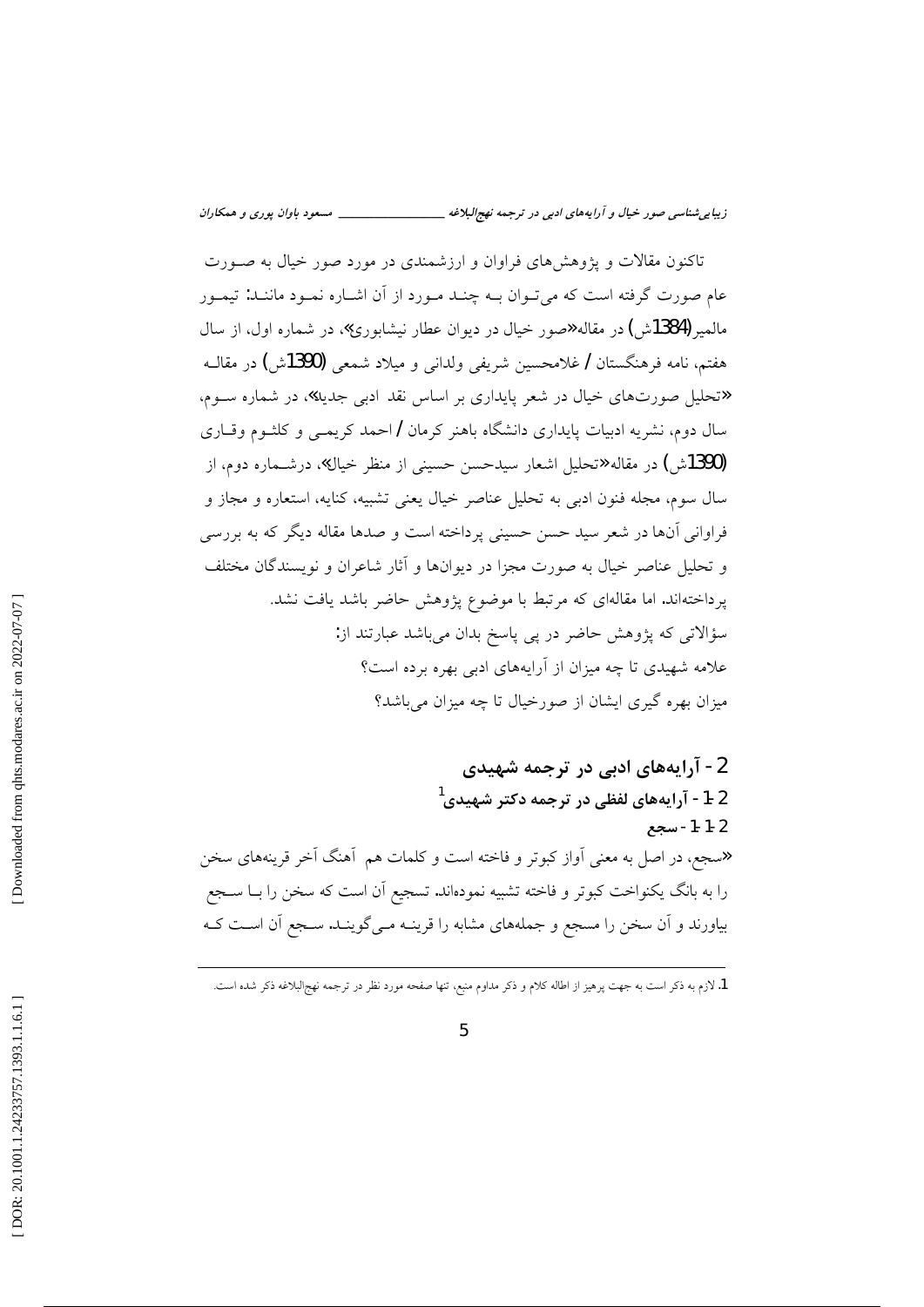تاکنون مقالات و پژوهش‌های فراوان و ارزشمندی در مورد صور خیال به صورت عام صورت گرفته است که می‌توان به چند مورد از آن اشاره نمود مانند: تیمور مالمیر(1384ش) در مقاله«صور خیال در دیوان عطار نیشابوری»، در شماره اول، از سال هفتم، نامه فرهنگستان / غلامحسین شریفی ولدانی و میلاد شمعی (1390ش) در مقاله «تحلیل صورت‌های خیال در شعر پایداری بر اساس نقد ادبی جدید»، در شماره سوم، سال دوم، نشریه ادبیات پایداری دانشگاه باهنر کرمان / احمد کریمی و کلثوم وقاری (1390ش) در مقاله«تحلیل اشعار سیدحسن حسینی از منظر خیال»، درشماره دوم، از سال سوم، مجله فنون ادبی به تحلیل عناصر خیال یعنی تشبیه، کنایه، استعاره و مجاز و فراوانی آن‌ها در شعر سید حسن حسینی پرداخته است و صدها مقاله دیگر که به بررسی و تحلیل عناصر خیال به صورت مجزا در دیوان‌ها و آثار شاعران و نویسندگان مختلف پرداخته‌اند. اما مقاله‌ای که مرتبط با موضوع پژوهش حاضر باشد یافت نشد.

سؤالاتی که پژوهش حاضر در پی پاسخ بدان می‌باشد عبارتند از:

علامه شهیدی تا چه میزان از آرایه‌های ادبی بهره برده است؟

میزان بهره گیری ایشان از صورخیال تا چه میزان می‌باشد؟

## 2- آرایه‌های ادبی در ترجمه شهیدی

### 2-1- آرایه‌های لفظی در ترجمه دکتر شهیدی[1]

#### 2-1-1- سجع

«سجع، در اصل به معنی آواز کبوتر و فاخته است و کلمات هم آهنگ آخر قرینه‌های سخن را به بانگ یکنواخت کبوتر و فاخته تشبیه نموده‌اند. تسجیع آن است که سخن را با سجع بیاورند و آن سخن را مسجع و جمله‌های مشابه را قرینه می‌گویند. سجع آن است که

---

1. لازم به ذکر است به جهت پرهیز از اطاله کلام و ذکر مداوم منبع، تنها صفحه مورد نظر در ترجمه نهج‌البلاغه ذکر شده است.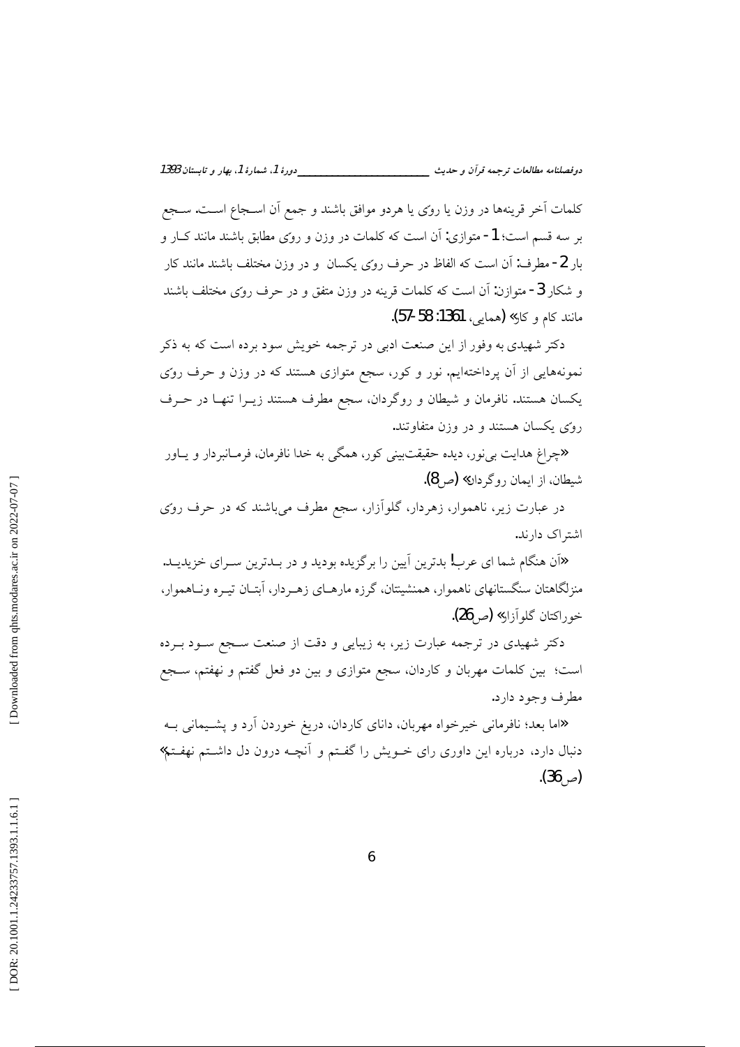کلمات آخر قرینه‌ها در وزن یا روی یا هردو موافق باشند و جمع آن اسجاع است. سجع بر سه قسم است؛ 1- متوازی: آن است که کلمات در وزن و روی مطابق باشند مانند کار و بار 2- مطرف: آن است که الفاظ در حرف روی یکسان و در وزن مختلف باشند مانند کار و شکار 3- متوازن: آن است که کلمات قرینه در وزن متفق و در حرف روی مختلف باشند مانند کام و کار» (همایی، 1361: 58-57).

دکتر شهیدی به وفور از این صنعت ادبی در ترجمه خویش سود برده است که به ذکر نمونه‌هایی از آن پرداخته‌ایم. نور و کور، سجع متوازی هستند که در وزن و حرف روی یکسان هستند. نافرمان و شیطان و روگردان، سجع مطرف هستند زیرا تنها در حرف روی یکسان هستند و در وزن متفاوتند.

«چراغ هدایت بی‌نور، دیده حقیقت‌بینی کور، همگی به خدا نافرمان، فرمانبردار و یاور شیطان، از ایمان روگردان» (ص8).

در عبارت زیر، ناهموار، زهردار، گلوآزار، سجع مطرف می‌باشند که در حرف روی اشتراک دارند.

«آن هنگام شما ای عرب! بدترین آیین را برگزیده بودید و در بدترین سرای خزیدید. منزلگاهتان سنگستانهای ناهموار، همنشینتان، گرزه مارهای زهردار، آبتان تیره وناهموار، خوراکتان گلوآزار» (ص26).

دکتر شهیدی در ترجمه عبارت زیر، به زیبایی و دقت از صنعت سجع سود برده است؛ بین کلمات مهربان و کاردان، سجع متوازی و بین دو فعل گفتم و نهفتم، سجع مطرف وجود دارد.

«اما بعد؛ نافرمانی خیرخواه مهربان، دانای کاردان، دریغ خوردن آرد و پشیمانی به دنبال دارد، درباره این داوری رای خویش را گفتم و آنچه درون دل داشتم نهفتم» (ص36).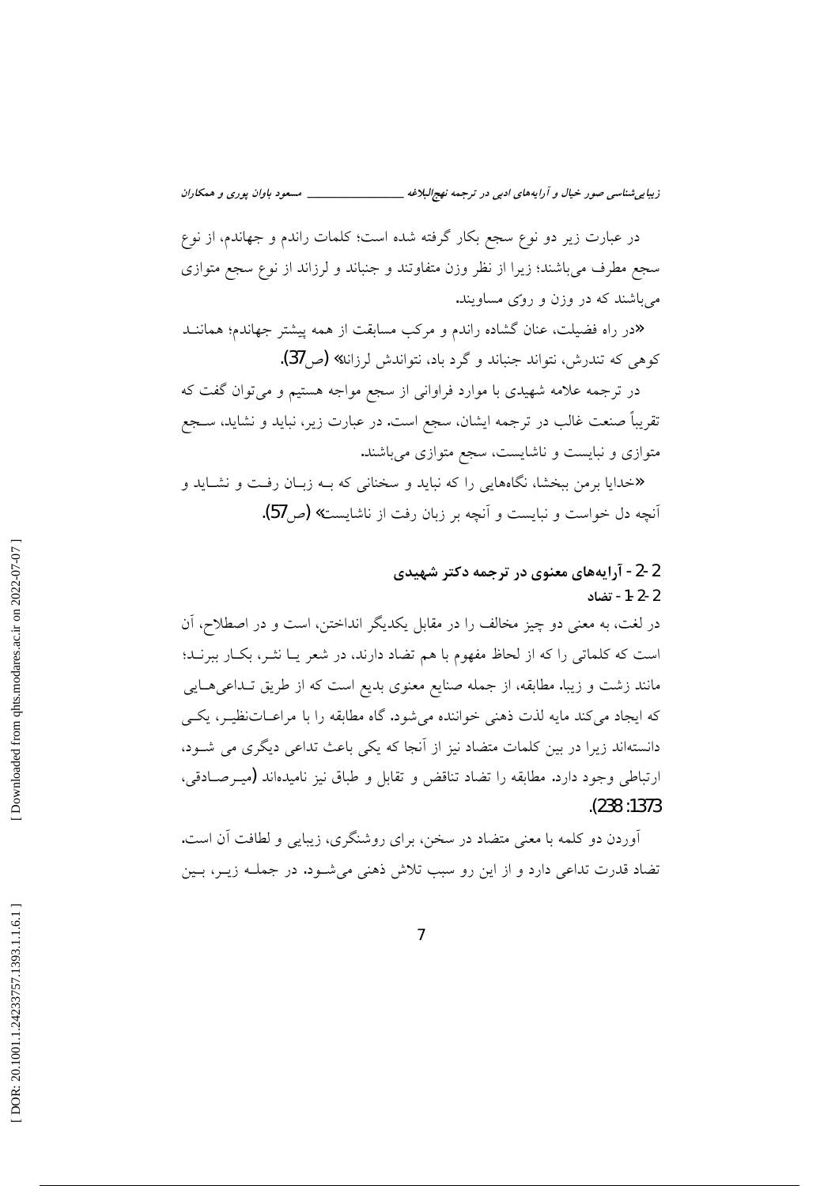در عبارت زیر دو نوع سجع بکار گرفته شده است؛ کلمات راندم و جهاندم، از نوع سجع مطرف می‌باشند؛ زیرا از نظر وزن متفاوتند و جنباند و لرزاند از نوع سجع متوازی می‌باشند که در وزن و روّی مساویند.

«در راه فضیلت، عنان گشاده راندم و مرکب مسابقت از همه پیشتر جهاندم؛ همانند کوهی که تندرش، نتواند جنباند و گرد باد، نتواندش لرزاند» (ص37).

در ترجمه علامه شهیدی با موارد فراوانی از سجع مواجه هستیم و می‌توان گفت که تقریباً صنعت غالب در ترجمه ایشان، سجع است. در عبارت زیر، نباید و نشاید، سجع متوازی و نبایست و ناشایست، سجع متوازی می‌باشند.

«خدایا برمن ببخشا، نگاه‌هایی را که نباید و سخنانی که به زبان رفت و نشاید و آنچه دل خواست و نبایست و آنچه بر زبان رفت از ناشایست» (ص57).

## 2-2 - آرایه‌های معنوی در ترجمه دکتر شهیدی

### 2-2-1 - تضاد

در لغت، به معنی دو چیز مخالف را در مقابل یکدیگر انداختن، است و در اصطلاح، آن است که کلماتی را که از لحاظ مفهوم با هم تضاد دارند، در شعر یا نثر، بکار ببرند؛ مانند زشت و زیبا. مطابقه، از جمله صنایع معنوی بدیع است که از طریق تداعی‌هایی که ایجاد می‌کند مایه لذت ذهنی خواننده می‌شود. گاه مطابقه را با مراعات‌نظیر، یکی دانسته‌اند زیرا در بین کلمات متضاد نیز از آنجا که یکی باعث تداعی دیگری می شود، ارتباطی وجود دارد. مطابقه را تضاد تناقض و تقابل و طباق نیز نامیده‌اند (میرصادقی، 1373: 238).

آوردن دو کلمه با معنی متضاد در سخن، برای روشنگری، زیبایی و لطافت آن است. تضاد قدرت تداعی دارد و از این رو سبب تلاش ذهنی می‌شود. در جمله زیر، بین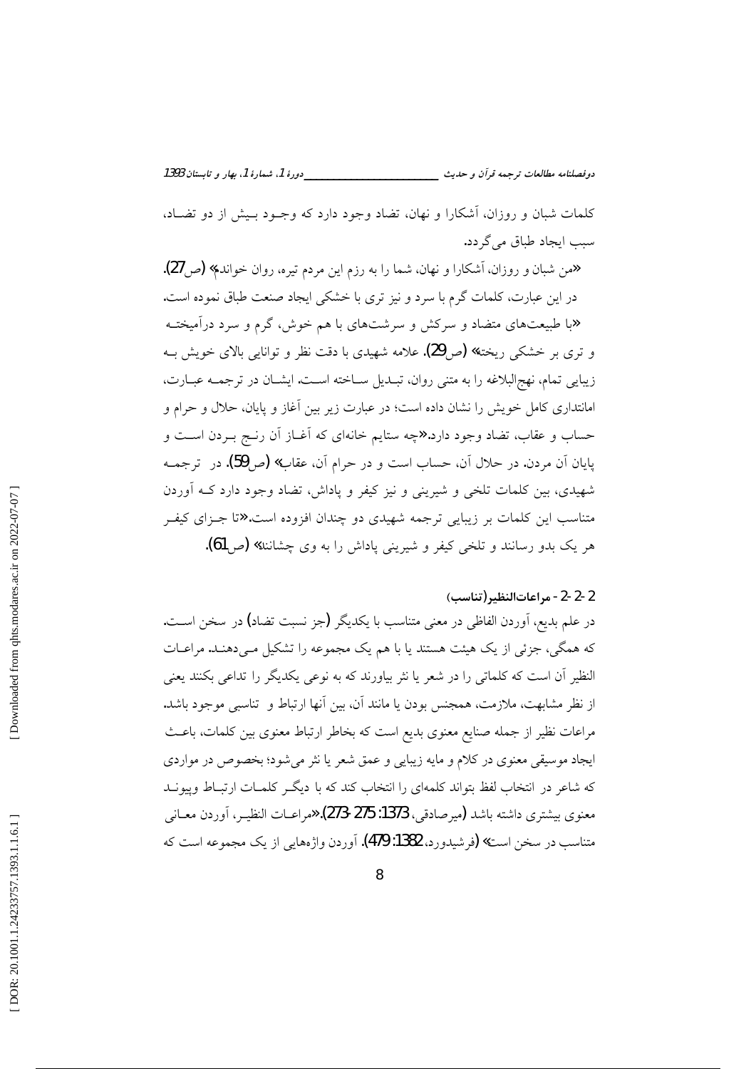کلمات شبان و روزان، آشکارا و نهان، تضاد وجود دارد که وجـود بـیش از دو تضـاد، سبب ایجاد طباق می‌گردد.

«من شبان و روزان، آشکارا و نهان، شما را به رزم این مردم تیره، روان خواندم» (ص27).

در این عبارت، کلمات گرم با سرد و نیز تری با خشکی ایجاد صنعت طباق نموده است.

«با طبیعت‌های متضاد و سرکش و سرشت‌های با هم خوش، گرم و سرد درآمیختـه و تری بر خشکی ریخت» (ص29). علامه شهیدی با دقت نظر و توانایی بالای خویش بـه زیبایی تمام، نهج‌البلاغه را به متنی روان، تبـدیل سـاخته اسـت. ایشـان در ترجمـه عبـارت، امانتداری کامل خویش را نشان داده است؛ در عبارت زیر بین آغاز و پایان، حلال و حرام و حساب و عقاب، تضاد وجود دارد.«چه ستایم خانه‌ای که آغـاز آن رنـج بـردن اسـت و پایان آن مردن. در حلال آن، حساب است و در حرام آن، عقاب» (ص59). در ترجمـه شهیدی، بین کلمات تلخی و شیرینی و نیز کیفر و پاداش، تضاد وجود دارد کـه آوردن متناسب این کلمات بر زیبایی ترجمه شهیدی دو چندان افزوده است.«تا جـزای کیفـر هر یک بدو رسانند و تلخی کیفر و شیرینی پاداش را به وی چشانند» (ص61).

### 2-2-2- مراعات‌النظیر(تناسب)

در علم بدیع، آوردن الفاظی در معنی متناسب با یکدیگر (جز نسبت تضاد) در سخن اسـت. که همگی، جزئی از یک هیئت هستند یا با هم یک مجموعه را تشکیل مـی‌دهنـد. مراعـات النظیر آن است که کلماتی را در شعر یا نثر بیاورند که به نوعی یکدیگر را تداعی بکنند یعنی از نظر مشابهت، ملازمت، همجنس بودن یا مانند آن، بین آنها ارتباط و تناسبی موجود باشد. مراعات نظیر از جمله صنایع معنوی بدیع است که بخاطر ارتباط معنوی بین کلمات، باعـث ایجاد موسیقی معنوی در کلام و مایه زیبایی و عمق شعر یا نثر می‌شود؛ بخصوص در مواردی که شاعر در انتخاب لفظ بتواند کلمه‌ای را انتخاب کند که با دیگـر کلمـات ارتبـاط وپیونـد معنوی بیشتری داشته باشد (میرصادقی، 1373: 275-273).«مراعـات النظیـر، آوردن معـانی متناسب در سخن است» (فرشیدورد، 1382: 479). آوردن واژه‌هایی از یک مجموعه است که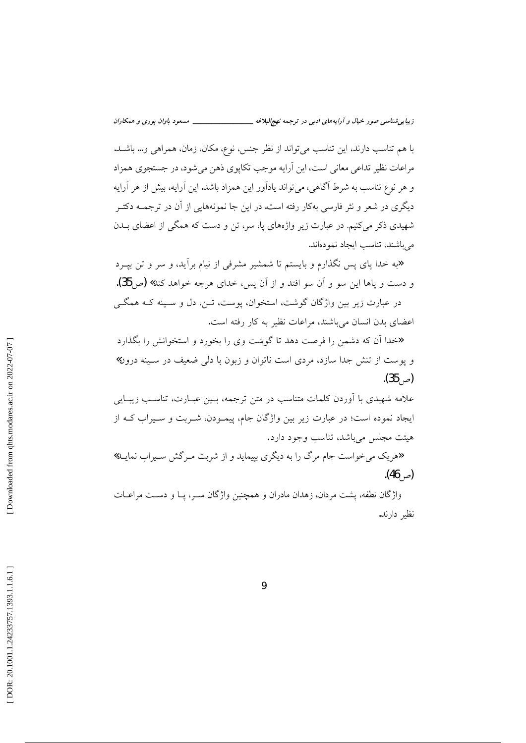با هم تناسب دارند، این تناسب می‌تواند از نظر جنس، نوع، مکان، زمان، همراهی و... باشد. مراعات نظیر تداعی معانی است، این آرایه موجب تکاپوی ذهن می‌شود، در جستجوی همزاد و هر نوع تناسب به شرط آگاهی، می‌تواند یادآور این همزاد باشد. این آرایه، بیش از هر آرایه دیگری در شعر و نثر فارسی به‌کار رفته است. در این جا نمونه‌هایی از آن در ترجمه دکتر شهیدی ذکر می‌کنیم. در عبارت زیر واژه‌های پا، سر، تن و دست که همگی از اعضای بدن می‌باشند، تناسب ایجاد نموده‌اند.

«به خدا پای پس نگذارم و بایستم تا شمشیر مشرفی از نیام برآید، و سر و تن بپرد و دست و پاها این سو و آن سو افتد و از آن پس، خدای هرچه خواهد کند» (ص35).

در عبارت زیر بین واژگان گوشت، استخوان، پوست، تن، دل و سینه که همگی اعضای بدن انسان می‌باشند، مراعات نظیر به کار رفته است.

«خدا آن که دشمن را فرصت دهد تا گوشت وی را بخورد و استخوانش را بگذارد و پوست از تنش جدا سازد، مردی است ناتوان و زبون با دلی ضعیف در سینه درون» (ص35).

علامه شهیدی با آوردن کلمات متناسب در متن ترجمه، بین عبارت، تناسب زیبایی ایجاد نموده است؛ در عبارت زیر بین واژگان جام، پیمودن، شربت و سیراب که از هیئت مجلس می‌باشد، تناسب وجود دارد.

«هریک می‌خواست جام مرگ را به دیگری بپیماید و از شربت مرگش سیراب نماید» (ص46).

واژگان نطفه، پشت مردان، زهدان مادران و همچنین واژگان سر، پا و دست مراعات نظیر دارند.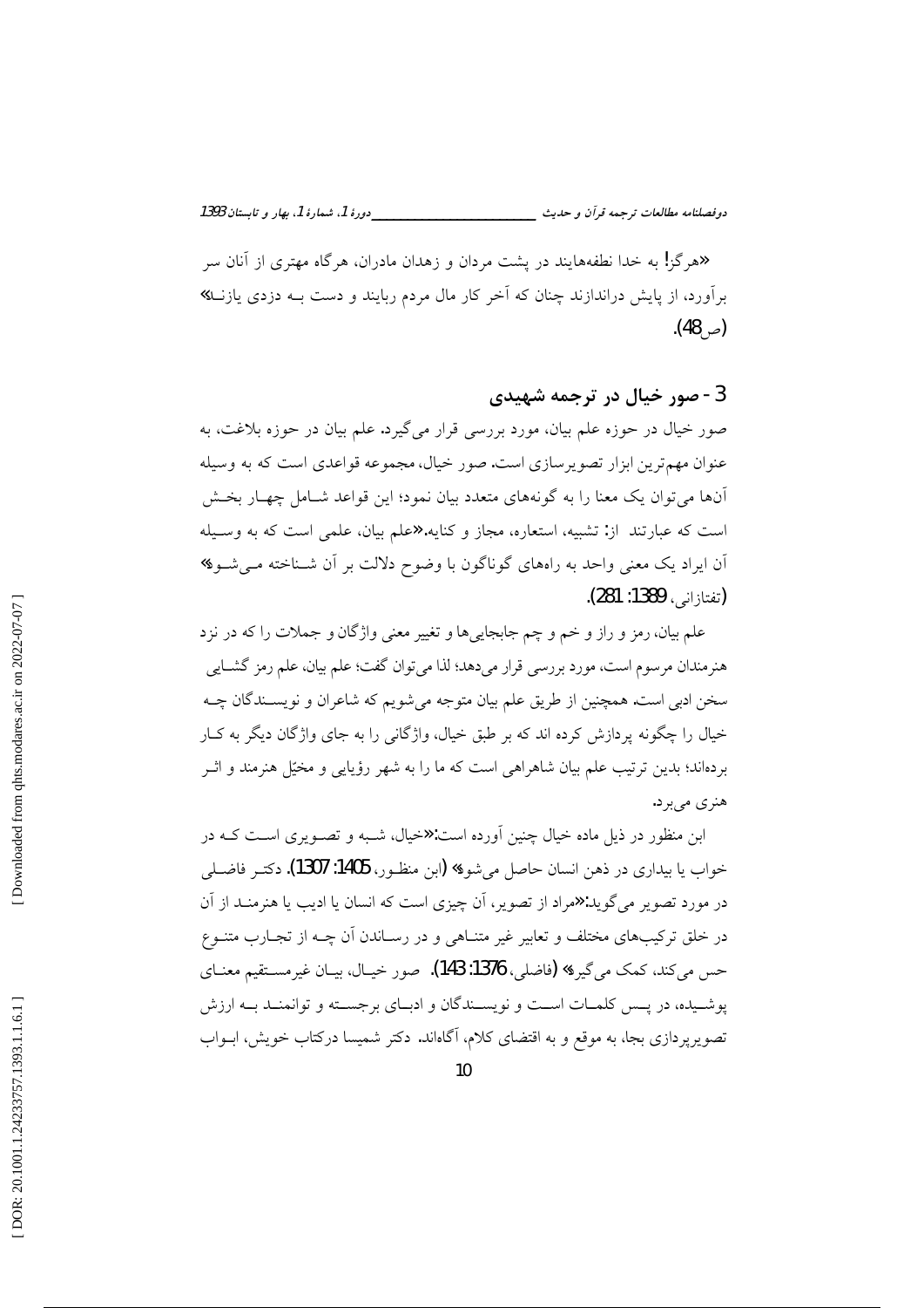«هرگز! به خدا نطفه‌هایند در پشت مردان و زهدان مادران، هرگاه مهتری از آنان سر برآورد، از پایش دراندازند چنان که آخر کار مال مردم ربایند و دست بـه دزدی یازنـد» (ص48).

## 3- صور خیال در ترجمه شهیدی

صور خیال در حوزه علم بیان، مورد بررسی قرار می‌گیرد. علم بیان در حوزه بلاغت، به عنوان مهم‌ترین ابزار تصویرسازی است. صور خیال، مجموعه قواعدی است که به وسیله آن‌ها می‌توان یک معنا را به گونه‌های متعدد بیان نمود؛ این قواعد شـامل چهـار بخـش است که عبارتند از: تشبیه، استعاره، مجاز و کنایه.«علم بیان، علمی است که به وسـیله آن ایراد یک معنی واحد به راه‌های گوناگون با وضوح دلالت بر آن شـناخته مـی‌شـود» (تفتازانی، 1389: 281).

علم بیان، رمز و راز و خم و چم جابجایی‌ها و تغییر معنی واژگان و جملات را که در نزد هنرمندان مرسوم است، مورد بررسی قرار می‌دهد؛ لذا می‌توان گفت؛ علم بیان، علم رمز گشـایی سخن ادبی است. همچنین از طریق علم بیان متوجه می‌شویم که شاعران و نویسـندگان چـه خیال را چگونه پردازش کرده اند که بر طبق خیال، واژگانی را به جای واژگان دیگر به کـار برده‌اند؛ بدین ترتیب علم بیان شاهراهی است که ما را به شهر رؤیایی و مخیّل هنرمند و اثـر هنری می‌برد.

ابن منظور در ذیل ماده خیال چنین آورده است:«خیال، شـبه و تصـویری اسـت کـه در خواب یا بیداری در ذهن انسان حاصل می‌شود» (ابن منظـور، 1405: 1307). دکتـر فاضـلی در مورد تصویر می‌گوید:«مراد از تصویر، آن چیزی است که انسان یا ادیب یا هنرمنـد از آن در خلق ترکیب‌های مختلف و تعابیر غیر متنـاهی و در رسـاندن آن چـه از تجـارب متنـوع حس می‌کند، کمک می‌گیرد» (فاضلی، 1376: 143). صور خیـال، بیـان غیرمسـتقیم معنـای پوشـیده، در پـس کلمـات اسـت و نویسـندگان و ادبـای برجسـته و توانمنـد بـه ارزش تصویرپردازی بجا، به موقع و به اقتضای کلام، آگاه‌اند. دکتر شمیسا درکتاب خویش، ابـواب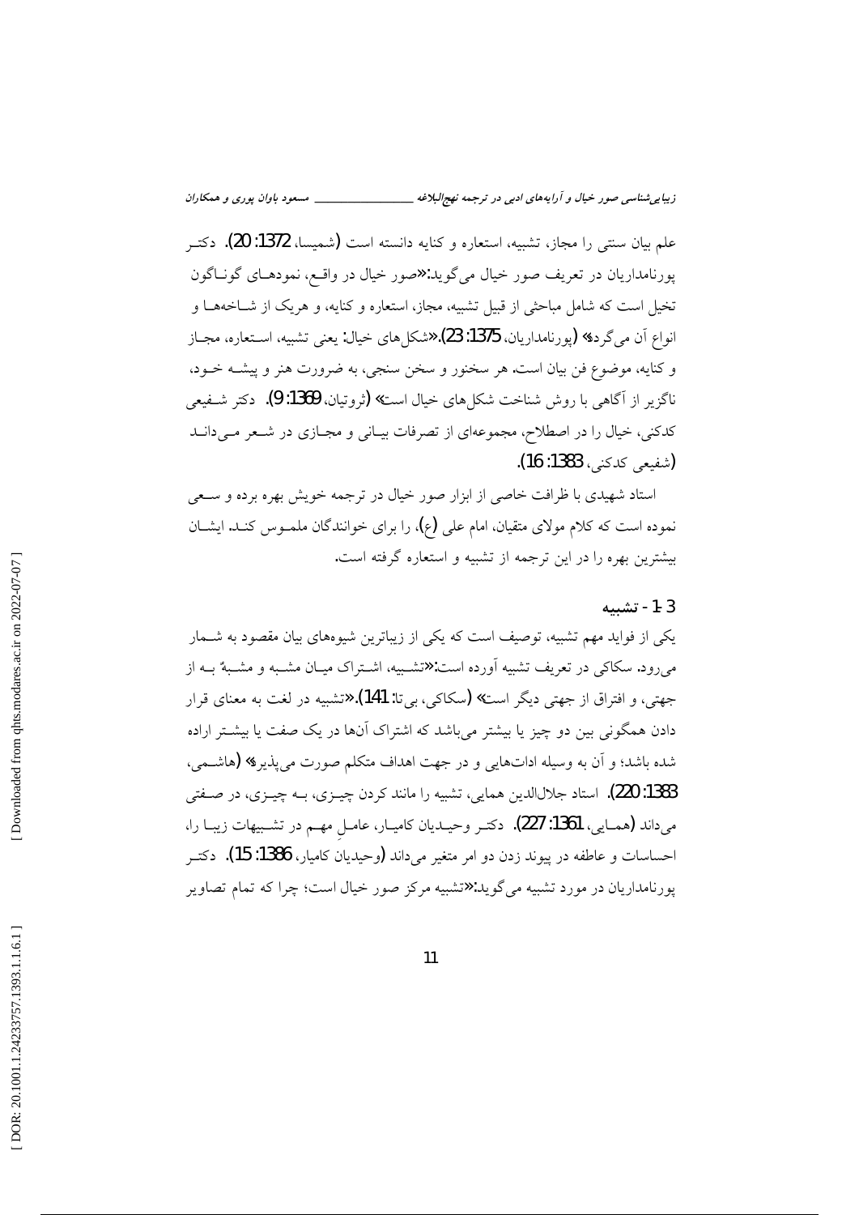علم بیان سنتی را مجاز، تشبیه، استعاره و کنایه دانسته است (شمیسا، 1372: 20). دکتر پورنامداریان در تعریف صور خیال می‌گوید:«صور خیال در واقع، نمودهای گوناگون تخیل است که شامل مباحثی از قبیل تشبیه، مجاز، استعاره و کنایه، و هریک از شاخه‌ها و انواع آن می‌گردد» (پورنامداریان، 1375: 23).«شکل‌های خیال: یعنی تشبیه، استعاره، مجاز و کنایه، موضوع فن بیان است. هر سخنور و سخن سنجی، به ضرورت هنر و پیشه خود، ناگزیر از آگاهی با روش شناخت شکل‌های خیال است» (ثروتیان، 1369: 9). دکتر شفیعی کدکنی، خیال را در اصطلاح، مجموعه‌ای از تصرفات بیانی و مجازی در شعر می‌داند (شفیعی کدکنی، 1383: 16).

استاد شهیدی با ظرافت خاصی از ابزار صور خیال در ترجمه خویش بهره برده و سعی نموده است که کلام مولای متقیان، امام علی (ع)، را برای خوانندگان ملموس کند. ایشان بیشترین بهره را در این ترجمه از تشبیه و استعاره گرفته است.

### 3-1- تشبیه

یکی از فواید مهم تشبیه، توصیف است که یکی از زیباترین شیوه‌های بیان مقصود به شمار می‌رود. سکاکی در تعریف تشبیه آورده است:«تشبیه، اشتراک میان مشبه و مشبهٌ به از جهتی، و افتراق از جهتی دیگر است» (سکاکی، بی‌تا: 141).«تشبیه در لغت به معنای قرار دادن همگونی بین دو چیز یا بیشتر می‌باشد که اشتراک آن‌ها در یک صفت یا بیشتر اراده شده باشد؛ و آن به وسیله اداتهایی و در جهت اهداف متکلم صورت می‌پذیرد» (هاشمی، 1383: 220). استاد جلال‌الدین همایی، تشبیه را مانند کردن چیزی، به چیزی، در صفتی می‌داند (همایی، 1361: 227). دکتر وحیدیان کامیار، عاملِ مهم در تشبیهات زیبا را، احساسات و عاطفه در پیوند زدن دو امر متغیر می‌داند (وحیدیان کامیار، 1386: 15). دکتر پورنامداریان در مورد تشبیه می‌گوید:«تشبیه مرکز صور خیال است؛ چرا که تمام تصاویر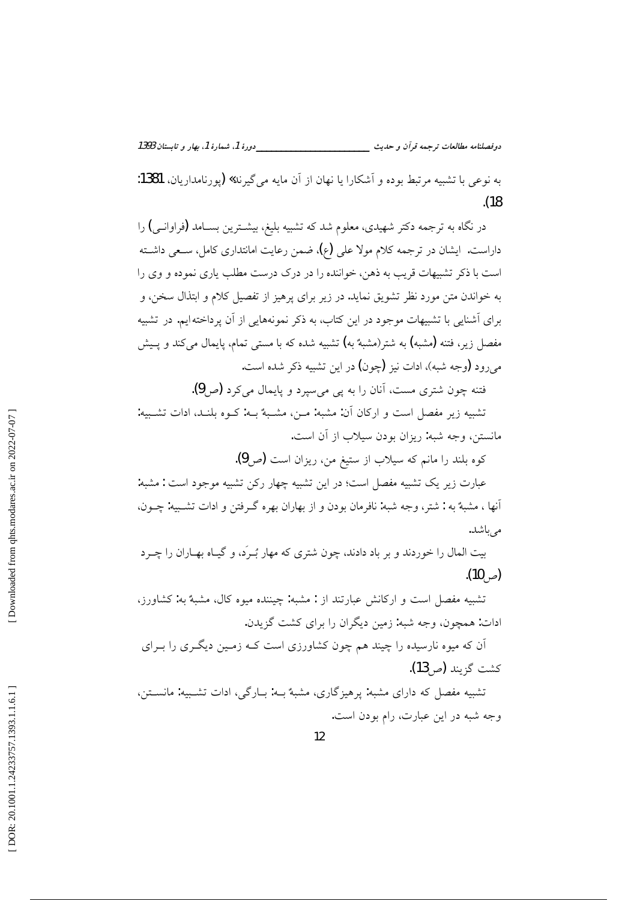به نوعی با تشبیه مرتبط بوده و آشکارا یا نهان از آن مایه می‌گیرند» (پورنامداریان، 1381: 18).

در نگاه به ترجمه دکتر شهیدی، معلوم شد که تشبیه بلیغ، بیشترین بسامد (فراوانی) را داراست. ایشان در ترجمه کلام مولا علی (ع)، ضمن رعایت امانتداری کامل، سعی داشته است با ذکر تشبیهات قریب به ذهن، خواننده را در درک درست مطلب یاری نموده و وی را به خواندن متن مورد نظر تشویق نماید. در زیر برای پرهیز از تفصیل کلام و ابتذال سخن، و برای آشنایی با تشبیهات موجود در این کتاب، به ذکر نمونه‌هایی از آن پرداخته‌ایم. در تشبیه مفصل زیر، فتنه (مشبه) به شتر(مشبهٌ به) تشبیه شده که با مستی تمام، پایمال می‌کند و پیش می‌رود (وجه شبه)، ادات نیز (چون) در این تشبیه ذکر شده است.

فتنه چون شتری مست، آنان را به پی می‌سپرد و پایمال می‌کرد (ص9).

تشبیه زیر مفصل است و ارکان آن: مشبه: من، مشبهٌ به: کوه بلند، ادات تشبیه: مانستن، وجه شبه: ریزان بودن سیلاب از آن است.

کوه بلند را مانم که سیلاب از ستیغ من، ریزان است (ص9).

عبارت زیر یک تشبیه مفصل است؛ در این تشبیه چهار رکن تشبیه موجود است : مشبه: آنها ، مشبهٌ به : شتر، وجه شبه: نافرمان بودن و از بهاران بهره گرفتن و ادات تشبیه: چون، می‌باشد.

بیت المال را خوردند و بر باد دادند، چون شتری که مهار بُرَد، و گیاه بهاران را چرد (ص10).

تشبیه مفصل است و ارکانش عبارتند از : مشبه: چیننده میوه کال، مشبهٌ به: کشاورز، ادات: همچون، وجه شبه: زمین دیگران را برای کشت گزیدن.

آن که میوه نارسیده را چیند هم چون کشاورزی است که زمین دیگری را برای کشت گزیند (ص13).

تشبیه مفصل که دارای مشبه: پرهیزگاری، مشبهٌ به: بارگی، ادات تشبیه: مانستن، وجه شبه در این عبارت، رام بودن است.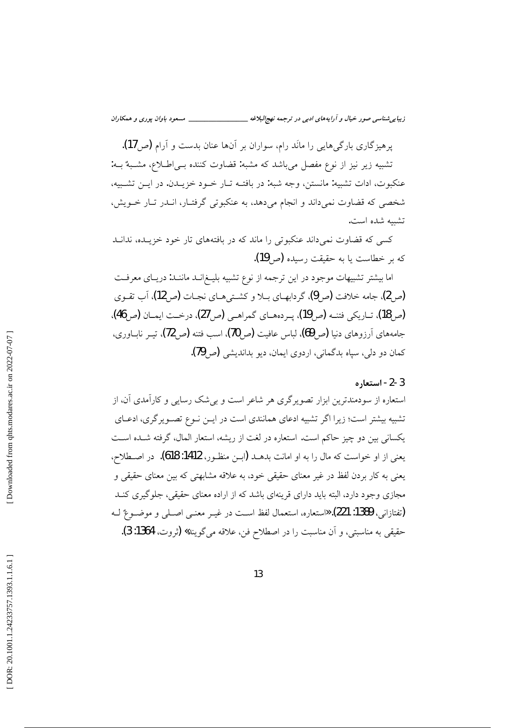پرهیزگاری بارگی‌هایی را مانَد رام، سواران بر آن‌ها عنان بدست و آرام (ص17).

تشبیه زیر نیز از نوع مفصل می‌باشد که مشبه: قضاوت کننده بی‌اطلاع، مشبهٌ به: عنکبوت، ادات تشبیه: مانستن، وجه شبه: در بافته تار خود خزیدن. در این تشبیه، شخصی که قضاوت نمی‌داند و انجام می‌دهد، به عنکبوتی گرفتار، اندر تار خویش، تشبیه شده است.

کسی که قضاوت نمی‌داند عنکبوتی را ماند که در بافته‌های تار خود خزیده، نداند که بر خطاست یا به حقیقت رسیده (ص19).

اما بیشتر تشبیهات موجود در این ترجمه از نوع تشبیه بلیغ‌اند مانند: دریای معرفت (ص2)، جامه خلافت (ص9)، گردابهای بلا و کشتی‌های نجات (ص12)، آب تقوی (ص18)، تاریکی فتنه (ص19)، پرده‌های گمراهی (ص27)، درخت ایمان (ص46)، جامه‌های آرزوهای دنیا (ص69)، لباس عافیت (ص70)، اسب فتنه (ص72)، تیر ناباوری، کمان دو دلی، سپاه بدگمانی، اردوی ایمان، دیو بداندیشی (ص79).

### 3-2- استعاره

استعاره از سودمندترین ابزار تصویرگری هر شاعر است و بی‌شک رسایی و کارآمدی آن، از تشبیه بیشتر است؛ زیرا اگر تشبیه ادعای همانندی است در این نوع تصویرگری، ادعای یکسانی بین دو چیز حاکم است. استعاره در لغت از ریشه، استعار المال، گرفته شده است یعنی از او خواست که مال را به او امانت بدهد (ابن منظور، 1412: 618). در اصطلاح، یعنی به کار بردن لفظ در غیر معنای حقیقی خود، به علاقه مشابهتی که بین معنای حقیقی و مجازی وجود دارد، البته باید دارای قرینه‌ای باشد که از اراده معنای حقیقی، جلوگیری کند (تفتازانی، 1389: 221).«استعاره، استعمال لفظ است در غیر معنی اصلی و موضوعٌ له حقیقی به مناسبتی، و آن مناسبت را در اصطلاح فن، علاقه می‌گویند» (ثروت، 1364: 3).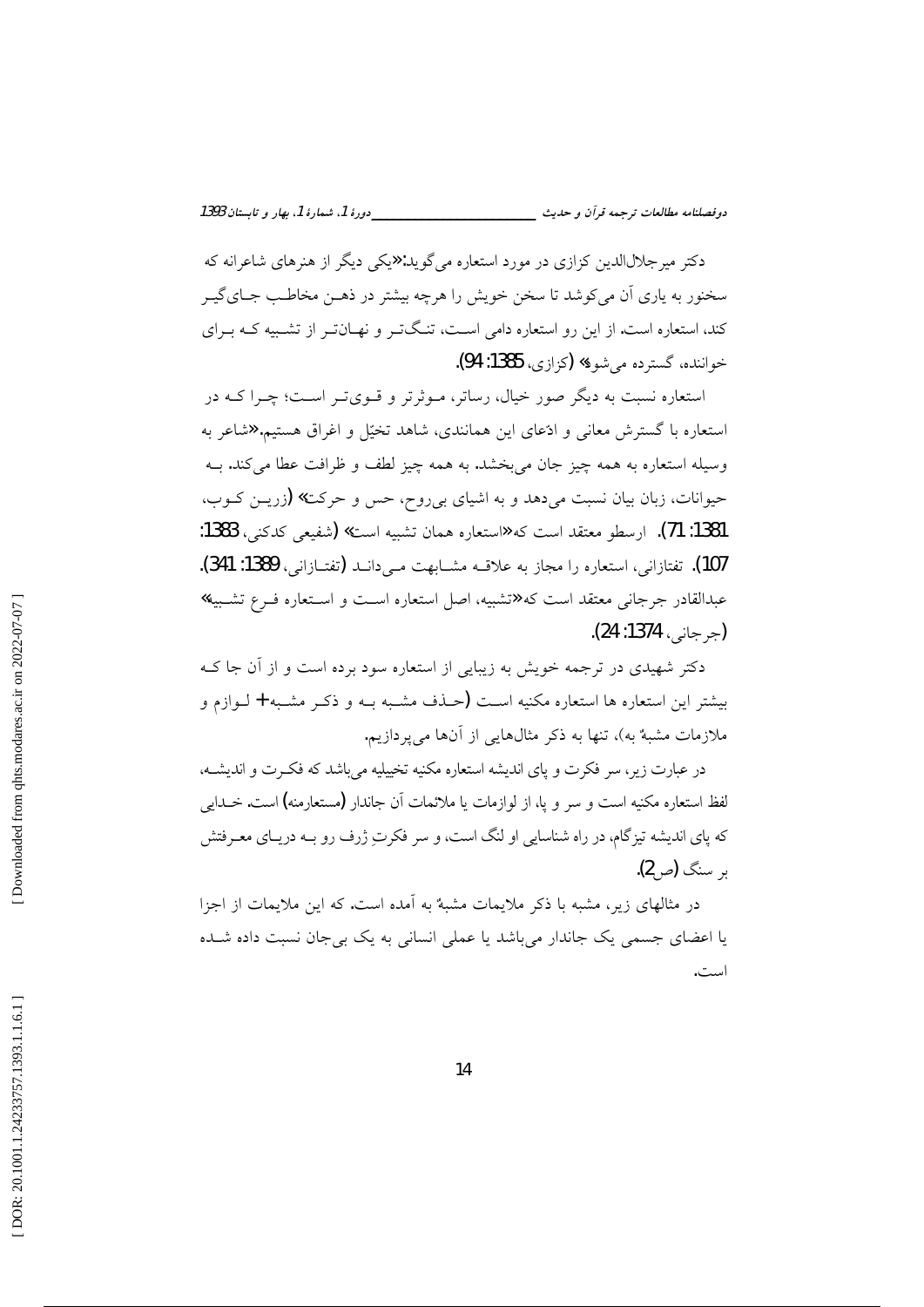دکتر میرجلال‌الدین کزازی در مورد استعاره می‌گوید:«یکی دیگر از هنرهای شاعرانه که سخنور به یاری آن می‌کوشد تا سخن خویش را هرچه بیشتر در ذهن مخاطب جای‌گیر کند، استعاره است. از این رو استعاره دامی است، تنگ‌تر و نهان‌تر از تشبیه که برای خواننده، گسترده می‌شود» (کزازی، 1385: 94).

استعاره نسبت به دیگر صور خیال، رساتر، موثرتر و قوی‌تر است؛ چرا که در استعاره با گسترش معانی و ادّعای این همانندی، شاهد تخیّل و اغراق هستیم.«شاعر به وسیله استعاره به همه چیز جان می‌بخشد. به همه چیز لطف و ظرافت عطا می‌کند. به حیوانات، زبان بیان نسبت می‌دهد و به اشیای بی‌روح، حس و حرکت» (زرین کوب، 1381: 71). ارسطو معتقد است که«استعاره همان تشبیه است» (شفیعی کدکنی، 1383: 107). تفتازانی، استعاره را مجاز به علاقه مشابهت می‌داند (تفتازانی، 1389: 341). عبدالقادر جرجانی معتقد است که«تشبیه، اصل استعاره است و استعاره فرع تشبیه» (جرجانی، 1374: 24).

دکتر شهیدی در ترجمه خویش به زیبایی از استعاره سود برده است و از آن جا که بیشتر این استعاره ها استعاره مکنیه است (حذف مشبه به و ذکر مشبه+ لوازم و ملازمات مشبهٌ به)، تنها به ذکر مثال‌هایی از آن‌ها می‌پردازیم.

در عبارت زیر، سر فکرت و پای اندیشه استعاره مکنیه تخییلیه می‌باشد که فکرت و اندیشه، لفظ استعاره مکنیه است و سر و پا، از لوازمات یا ملائمات آن جاندار (مستعارمنه) است. خدایی که پای اندیشه تیزگام، در راه شناسایی او لنگ است، و سر فکرتِ ژرف رو به دریای معرفتش بر سنگ (ص2).

در مثالهای زیر، مشبه با ذکر ملایمات مشبهٌ به آمده است. که این ملایمات از اجزا یا اعضای جسمی یک جاندار می‌باشد یا عملی انسانی به یک بی‌جان نسبت داده شده است.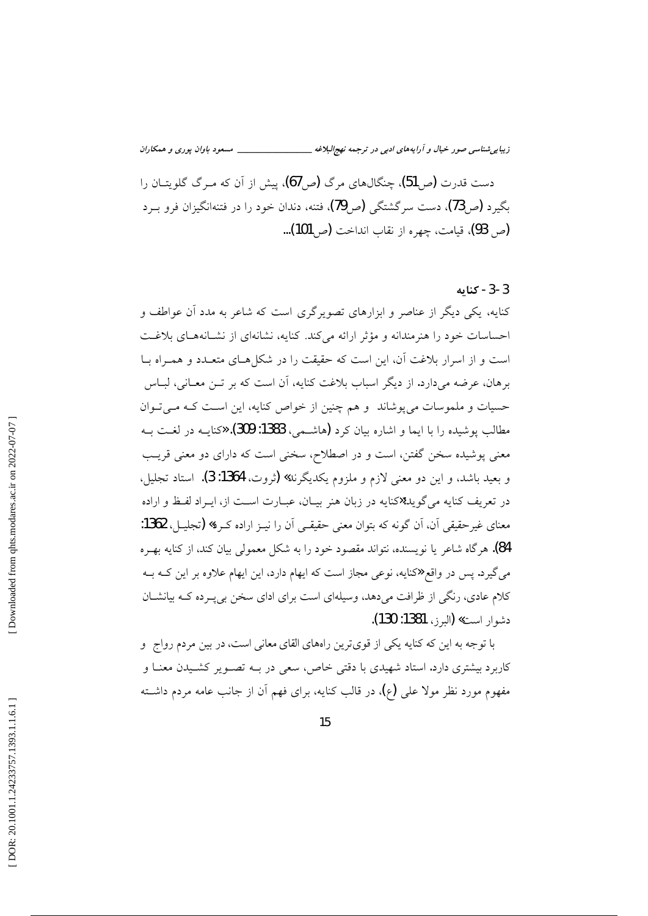دست قدرت (ص51)، چنگال‌های مرگ (ص67)، پیش از آن که مـرگ گلویتـان را بگیرد (ص73)، دست سرگشتگی (ص79)، فتنه، دندان خود را در فتنه‌انگیزان فرو بـرد (ص 93)، قیامت، چهره از نقاب انداخت (ص101)...

### 3-3 - کنایه

کنایه، یکی دیگر از عناصر و ابزارهای تصویرگری است که شاعر به مدد آن عواطف و احساسات خود را هنرمندانه و مؤثر ارائه می‌کند. کنایه، نشانه‌ای از نشـانه‌هـای بلاغـت است و از اسرار بلاغت آن، این است که حقیقت را در شکل‌هـای متعـدد و همـراه بـا برهان، عرضه می‌دارد. از دیگر اسباب بلاغت کنایه، آن است که بر تـن معـانی، لبـاس حسیات و ملموسات می‌پوشاند و هم چنین از خواص کنایه، این اسـت کـه مـی‌تـوان مطالب پوشیده را با ایما و اشاره بیان کرد (هاشـمی، 1383: 309).«کنایـه در لغـت بـه معنی پوشیده سخن گفتن، است و در اصطلاح، سخنی است که دارای دو معنی قریـب و بعید باشد، و این دو معنی لازم و ملزوم یکدیگرند» (ثروت، 1364: 3). استاد تجلیل، در تعریف کنایه می‌گوید:«کنایه در زبان هنر بیـان، عبـارت اسـت از، ایـراد لفـظ و اراده معنای غیرحقیقی آن، آن گونه که بتوان معنی حقیقـی آن را نیـز اراده کـرد» (تجلیـل، 1362: 84). هرگاه شاعر یا نویسنده، نتواند مقصود خود را به شکل معمولی بیان کند، از کنایه بهـره می‌گیرد. پس در واقع«کنایه، نوعی مجاز است که ایهام دارد، این ایهام علاوه بر این کـه بـه کلام عادی، رنگی از ظرافت می‌دهد، وسیله‌ای است برای ادای سخن بی‌پـرده کـه بیانشـان دشوار است» (البرز، 1381: 130).

با توجه به این که کنایه یکی از قوی‌ترین راه‌های القای معانی است، در بین مردم رواج و کاربرد بیشتری دارد. استاد شهیدی با دقتی خاص، سعی در بـه تصـویر کشـیدن معنـا و مفهوم مورد نظر مولا علی (ع)، در قالب کنایه، برای فهم آن از جانب عامه مردم داشـته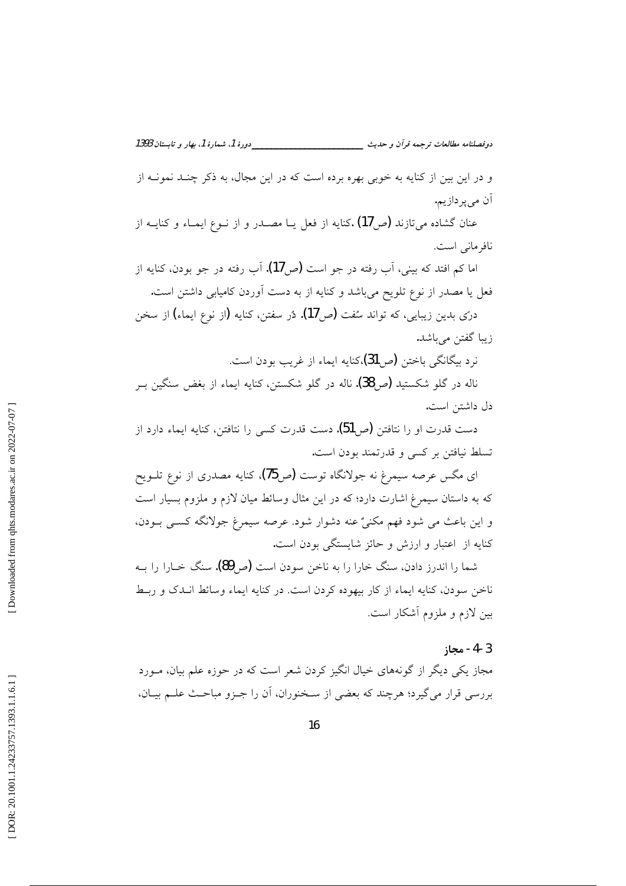و در این بین از کنایه به خوبی بهره برده است که در این مجال، به ذکر چند نمونه از آن می‌پردازیم.

عنان گشاده می‌تازند (ص17) .کنایه از فعل یا مصدر و از نوع ایماء و کنایه از نافرمانی است.

اما کم افتد که بینی، آب رفته در جو است (ص17). آب رفته در جو بودن، کنایه از فعل یا مصدر از نوع تلویح می‌باشد و کنایه از به دست آوردن کامیابی داشتن است.

درّی بدین زیبایی، که تواند سُفت (ص17). دُر سفتن، کنایه (از نوع ایماء) از سخن زیبا گفتن می‌باشد.

نرد بیگانگی باختن (ص31)،کنایه ایماء از غریب بودن است.

ناله در گلو شکستید (ص38). ناله در گلو شکستن، کنایه ایماء از بغض سنگین بر دل داشتن است.

دست قدرت او را نتافتن (ص51). دست قدرت کسی را نتافتن، کنایه ایماء دارد از تسلط نیافتن بر کسی و قدرتمند بودن است.

ای مگس عرصه سیمرغ نه جولانگاه توست (ص75)، کنایه مصدری از نوع تلویح که به داستان سیمرغ اشارت دارد؛ که در این مثال وسائط میان لازم و ملزوم بسیار است و این باعث می شود فهم مکنیٌ عنه دشوار شود. عرصه سیمرغ جولانگه کسی بودن، کنایه از اعتبار و ارزش و حائز شایستگی بودن است.

شما را اندرز دادن، سنگ خارا را به ناخن سودن است (ص89). سنگ خارا را به ناخن سودن، کنایه ایماء از کار بیهوده کردن است. در کنایه ایماء وسائط اندک و ربط بین لازم و ملزوم آشکار است.

### 3-4- مجاز

مجاز یکی دیگر از گونه‌های خیال انگیز کردن شعر است که در حوزه علم بیان، مورد بررسی قرار می‌گیرد؛ هرچند که بعضی از سخنوران، آن را جزو مباحث علم بیان،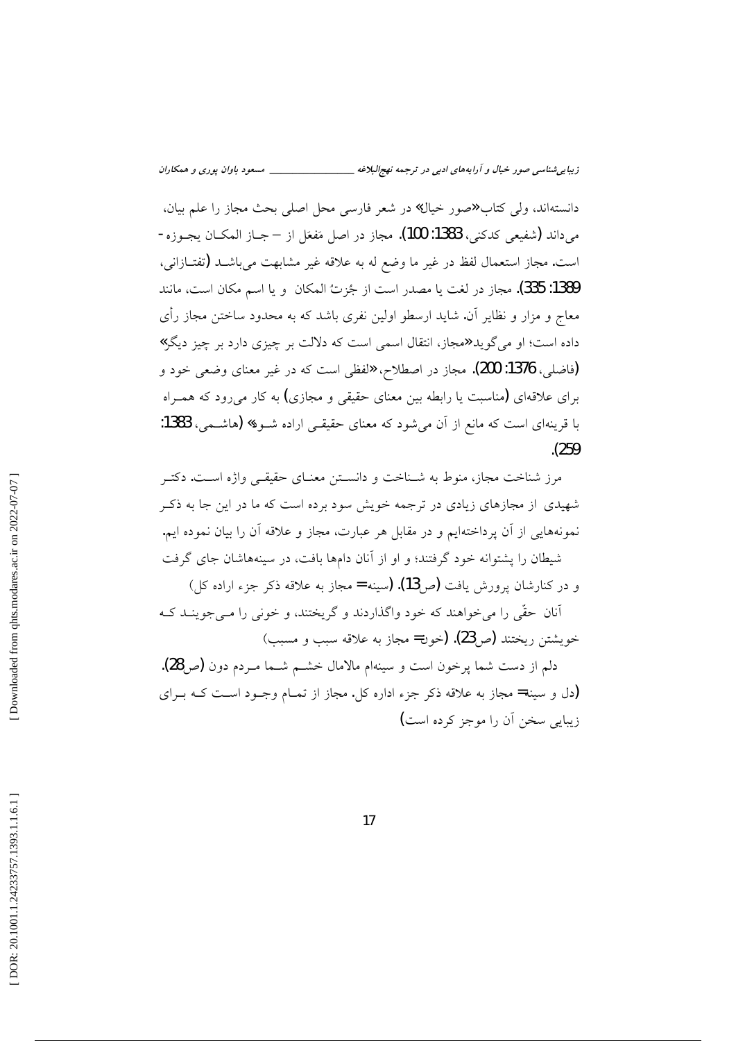دانسته‌اند، ولی کتاب «صور خیال» در شعر فارسی محل اصلی بحث مجاز را علم بیان، می‌داند (شفیعی کدکنی، 1383: 100). مجاز در اصل مَفعَل از – جاز المکان یجوزه- است. مجاز استعمال لفظ در غیر ما وضع له به علاقه غیر مشابهت می‌باشد (تفتازانی، 1389: 335). مجاز در لغت یا مصدر است از جُزتُ المکان و یا اسم مکان است، مانند معاج و مزار و نظایر آن. شاید ارسطو اولین نفری باشد که به محدود ساختن مجاز رأی داده است؛ او می‌گوید «مجاز، انتقال اسمی است که دلالت بر چیزی دارد بر چیز دیگر» (فاضلی، 1376: 200). مجاز در اصطلاح، «لفظی است که در غیر معنای وضعی خود و برای علاقه‌ای (مناسبت یا رابطه بین معنای حقیقی و مجازی) به کار می‌رود که همراه با قرینه‌ای است که مانع از آن می‌شود که معنای حقیقی اراده شود» (هاشمی، 1383: 259).

مرز شناخت مجاز، منوط به شناخت و دانستن معنای حقیقی واژه است. دکتر شهیدی از مجازهای زیادی در ترجمه خویش سود برده است که ما در این جا به ذکر نمونه‌هایی از آن پرداخته‌ایم و در مقابل هر عبارت، مجاز و علاقه آن را بیان نموده ایم.

شیطان را پشتوانه خود گرفتند؛ و او از آنان دام‌ها بافت، در سینه‌هاشان جای گرفت و در کنارشان پرورش یافت (ص13). (سینه= مجاز به علاقه ذکر جزء اراده کل)

آنان حقّی را می‌خواهند که خود واگذاردند و گریختند، و خونی را می‌جویند که خویشتن ریختند (ص23). (خون= مجاز به علاقه سبب و مسبب)

دلم از دست شما پرخون است و سینه‌ام مالامال خشم شما مردم دون (ص28). (دل و سینه= مجاز به علاقه ذکر جزء اداره کل. مجاز از تمام وجود است که برای زیبایی سخن آن را موجز کرده است)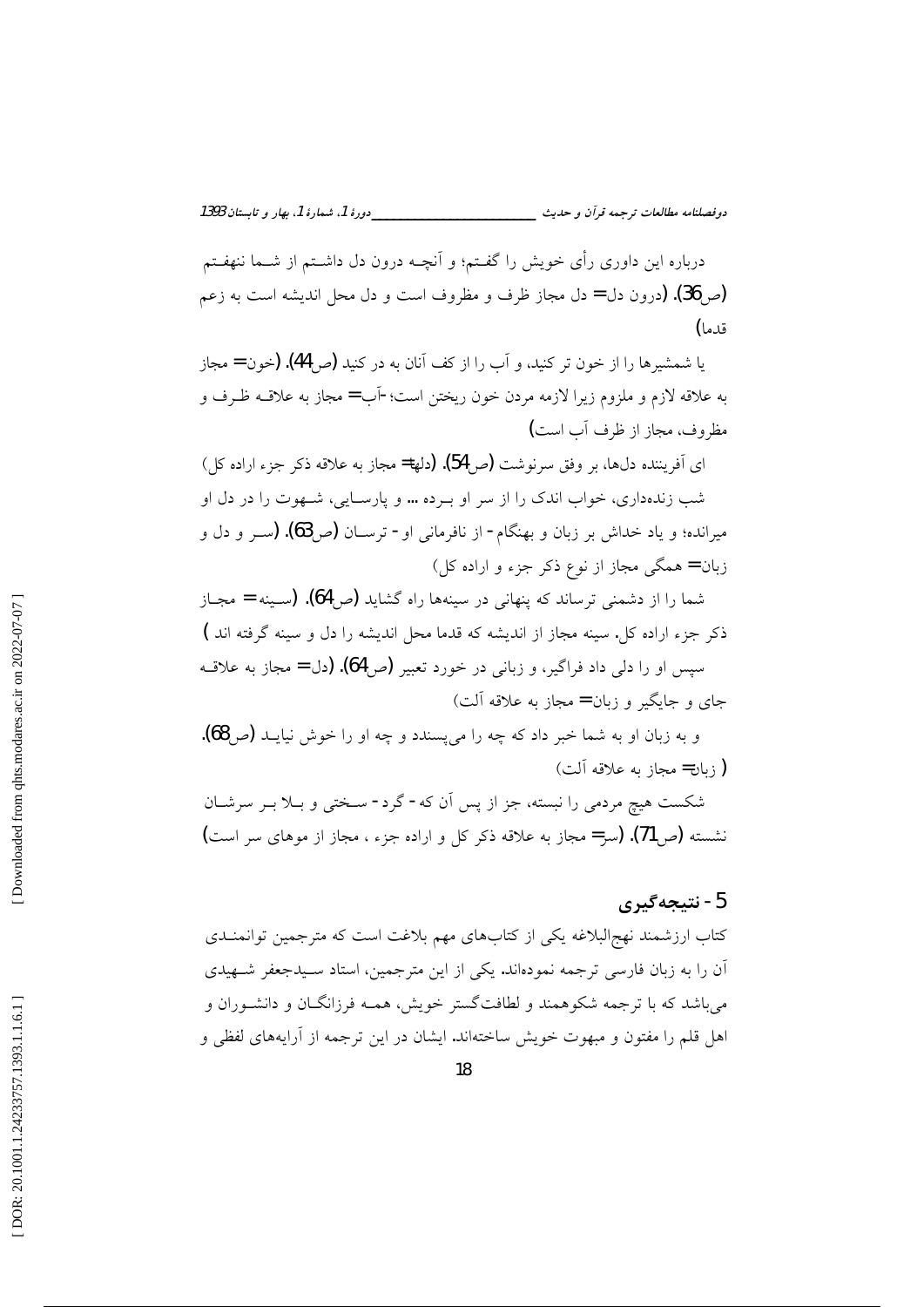درباره این داوری رأی خویش را گفتم؛ و آنچه درون دل داشتم از شما نهفتم (ص36). (درون دل= دل مجاز ظرف و مظروف است و دل محل اندیشه است به زعم قدما)

یا شمشیرها را از خون تر کنید، و آب را از کف آنان به در کنید (ص44). (خون= مجاز به علاقه لازم و ملزوم زیرا لازمه مردن خون ریختن است؛ -آب= مجاز به علاقه ظرف و مظروف، مجاز از ظرف آب است)

ای آفریننده دل‌ها، بر وفق سرنوشت (ص54). (دلها= مجاز به علاقه ذکر جزء اراده کل)

شب زنده‌داری، خواب اندک را از سر او برده ... و پارسایی، شهوت را در دل او میرانده؛ و یاد خداش بر زبان و بهنگام- از نافرمانی او- ترسان (ص63). (سر و دل و زبان= همگی مجاز از نوع ذکر جزء و اراده کل)

شما را از دشمنی ترساند که پنهانی در سینه‌ها راه گشاید (ص64). (سینه= مجاز ذکر جزء اراده کل. سینه مجاز از اندیشه که قدما محل اندیشه را دل و سینه گرفته اند )

سپس او را دلی داد فراگیر، و زبانی در خورد تعبیر (ص64). (دل= مجاز به علاقه جای و جایگیر و زبان= مجاز به علاقه آلت)

و به زبان او به شما خبر داد که چه را می‌پسندد و چه او را خوش نیاید (ص68). ( زبان= مجاز به علاقه آلت)

شکست هیچ مردمی را نبسته، جز از پس آن که- گرد- سختی و بلا بر سرشان نشسته (ص71). (سر= مجاز به علاقه ذکر کل و اراده جزء ، مجاز از موهای سر است)

## 5- نتیجه‌گیری

کتاب ارزشمند نهج‌البلاغه یکی از کتاب‌های مهم بلاغت است که مترجمین توانمندی آن را به زبان فارسی ترجمه نموده‌اند. یکی از این مترجمین، استاد سیدجعفر شهیدی می‌باشد که با ترجمه شکوهمند و لطافت‌گستر خویش، همه فرزانگان و دانشوران و اهل قلم را مفتون و مبهوت خویش ساخته‌اند. ایشان در این ترجمه از آرایه‌های لفظی و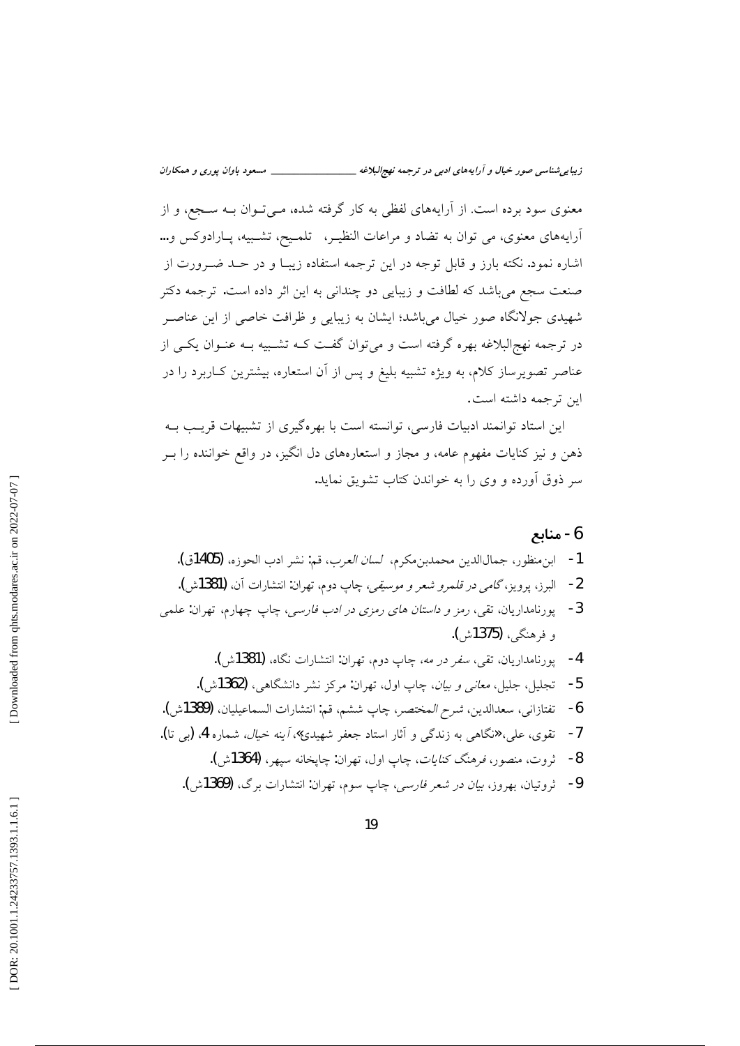معنوی سود برده است. از آرایه‌های لفظی به کار گرفته شده، می‌توان به سجع، و از آرایه‌های معنوی، می توان به تضاد و مراعات النظیر، تلمیح، تشبیه، پارادوکس و... اشاره نمود. نکته بارز و قابل توجه در این ترجمه استفاده زیبا و در حد ضرورت از صنعت سجع می‌باشد که لطافت و زیبایی دو چندانی به این اثر داده است. ترجمه دکتر شهیدی جولانگاه صور خیال می‌باشد؛ ایشان به زیبایی و ظرافت خاصی از این عناصر در ترجمه نهج‌البلاغه بهره گرفته است و می‌توان گفت که تشبیه به عنوان یکی از عناصر تصویرساز کلام، به ویژه تشبیه بلیغ و پس از آن استعاره، بیشترین کاربرد را در این ترجمه داشته است.

این استاد توانمند ادبیات فارسی، توانسته است با بهره‌گیری از تشبیهات قریب به ذهن و نیز کنایات مفهوم عامه، و مجاز و استعاره‌های دل انگیز، در واقع خواننده را بر سر ذوق آورده و وی را به خواندن کتاب تشویق نماید.

## 6- منابع

1- ابن‌منظور، جمال‌الدین محمدبن‌مکرم، *لسان العرب*، قم: نشر ادب الحوزه، (1405ق).

2- البرز، پرویز، *گامی در قلمرو شعر و موسیقی*، چاپ دوم، تهران: انتشارات آن، (1381ش).

3- پورنامداریان، تقی، *رمز و داستان های رمزی در ادب فارسی*، چاپ چهارم، تهران: علمی و فرهنگی، (1375ش).

4- پورنامداریان، تقی، *سفر در مه*، چاپ دوم، تهران: انتشارات نگاه، (1381ش).

5- تجلیل، جلیل، *معانی و بیان*، چاپ اول، تهران: مرکز نشر دانشگاهی، (1362ش).

6- تفتازانی، سعدالدین، *شرح المختصر*، چاپ ششم، قم: انتشارات السماعیلیان، (1389ش).

7- تقوی، علی،«نگاهی به زندگی و آثار استاد جعفر شهیدی»، *آینه خیال*، شماره 4، (بی تا).

8- ثروت، منصور، *فرهنگ کنایات*، چاپ اول، تهران: چاپخانه سپهر، (1364ش).

9- ثروتیان، بهروز، *بیان در شعر فارسی*، چاپ سوم، تهران: انتشارات برگ، (1369ش).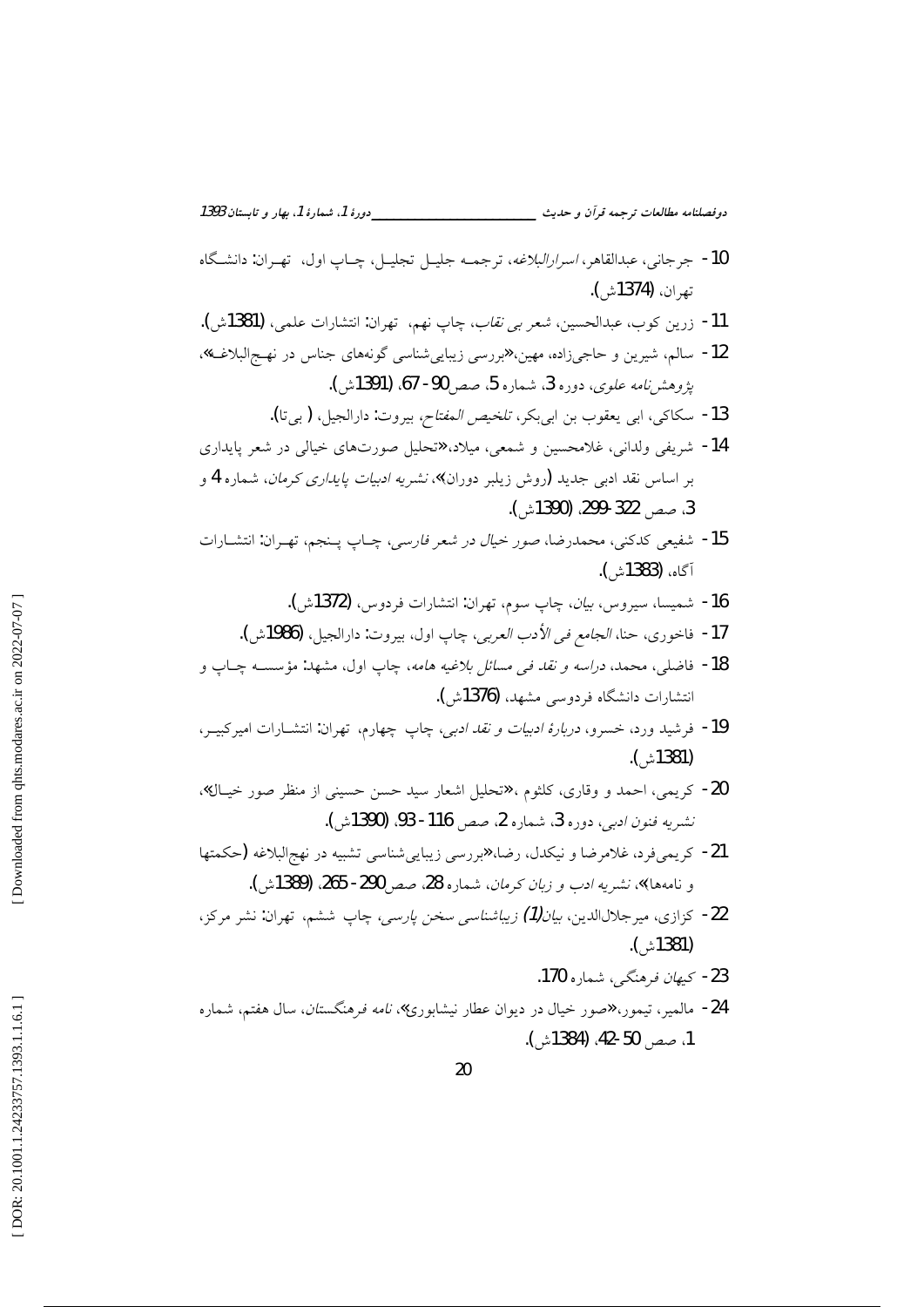10- جرجانی، عبدالقاهر، *اسرارالبلاغه*، ترجمه جلیل تجلیل، چاپ اول، تهران: دانشگاه تهران، (1374ش).

11- زرین کوب، عبدالحسین، شعر *بی نقاب*، چاپ نهم، تهران: انتشارات علمی، (1381ش).

12- سالم، شیرین و حاجی‌زاده، مهین،«بررسی زیبایی‌شناسی گونه‌های جناس در نهج‌البلاغه»، *پژوهش‌نامه علوی*، دوره 3، شماره 5، صص 90- 67، (1391ش).

13- سکاکی، ابی یعقوب بن ابی‌بکر، *تلخیص المفتاح*، بیروت: دارالجیل، ( بی‌تا).

14- شریفی ولدانی، غلامحسین و شمعی، میلاد،«تحلیل صورت‌های خیالی در شعر پایداری بر اساس نقد ادبی جدید (روش زیلبر دوران)»، *نشریه ادبیات پایداری کرمان*، شماره 4 و 3، صص 322 -299، (1390ش).

15- شفیعی کدکنی، محمدرضا، *صور خیال در شعر فارسی*، چاپ پنجم، تهران: انتشارات آگاه، (1383ش).

16- شمیسا، سیروس، *بیان*، چاپ سوم، تهران: انتشارات فردوس، (1372ش).

17- فاخوری، حنا، *الجامع فی الأدب العربی*، چاپ اول، بیروت: دارالجیل، (1986ش).

18- فاضلی، محمد، *دراسه و نقد فی مسائل بلاغیه هامه*، چاپ اول، مشهد: مؤسسه چاپ و انتشارات دانشگاه فردوسی مشهد، (1376ش).

19- فرشید ورد، خسرو، *دربارهٔ ادبیات و نقد ادبی*، چاپ چهارم، تهران: انتشارات امیرکبیر، (1381ش).

20- کریمی، احمد و وقاری، کلثوم ،«تحلیل اشعار سید حسن حسینی از منظر صور خیال»، *نشریه فنون ادبی*، دوره 3، شماره 2، صص 116- 93، (1390ش).

21- کریمی‌فرد، غلامرضا و نیکدل، رضا،«بررسی زیبایی‌شناسی تشبیه در نهج‌البلاغه (حکمتها و نامه‌ها)»، *نشریه ادب و زبان کرمان*، شماره 28، صص 290- 265، (1389ش).

22- کزازی، میرجلال‌الدین، *بیان(1) زیباشناسی سخن پارسی*، چاپ ششم، تهران: نشر مرکز، (1381ش).

23- *کیهان فرهنگی*، شماره 170.

24- مالمیر، تیمور،«صور خیال در دیوان عطار نیشابوری»، *نامه فرهنگستان*، سال هفتم، شماره 1، صص 50 -42، (1384ش).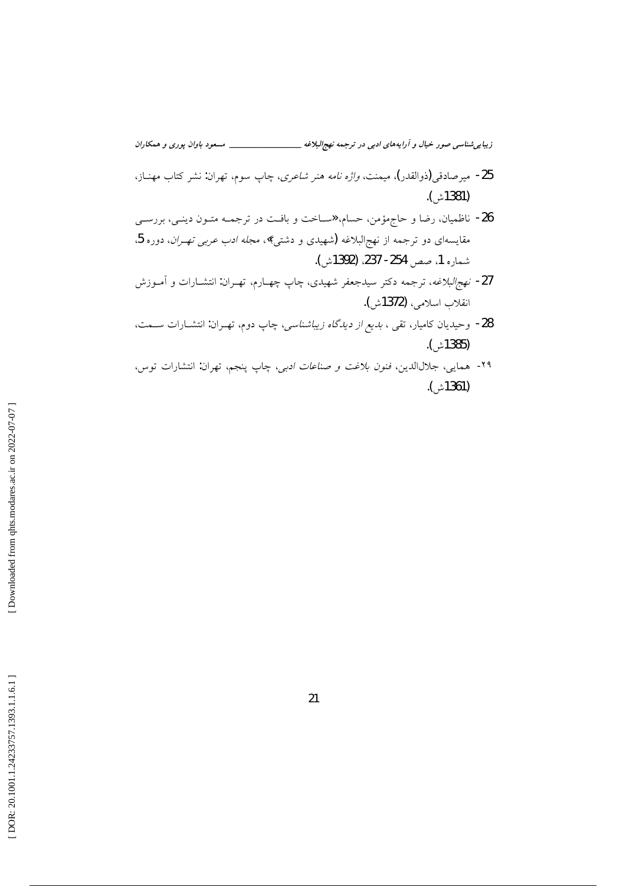25- میرصادقی(ذوالقدر)، میمنت، *واژه نامه هنر شاعری*، چاپ سوم، تهران: نشر کتاب مهناز، (1381ش).

26- ناظمیان، رضا و حاج‌مؤمن، حسام،«ساخت و بافت در ترجمه متون دینی، بررسی مقایسه‌ای دو ترجمه از نهج‌البلاغه (شهیدی و دشتی)»، *مجله ادب عربی تهران*، دوره 5، شماره 1، صص 254-237، (1392ش).

27- *نهج‌البلاغه*، ترجمه دکتر سیدجعفر شهیدی، چاپ چهارم، تهران: انتشارات و آموزش انقلاب اسلامی، (1372ش).

28- وحیدیان کامیار، تقی ، *بدیع از دیدگاه زیباشناسی*، چاپ دوم، تهران: انتشارات سمت، (1385ش).

۲۹- همایی، جلال‌الدین، *فنون بلاغت و صناعات ادبی*، چاپ پنجم، تهران: انتشارات توس، (1361ش).